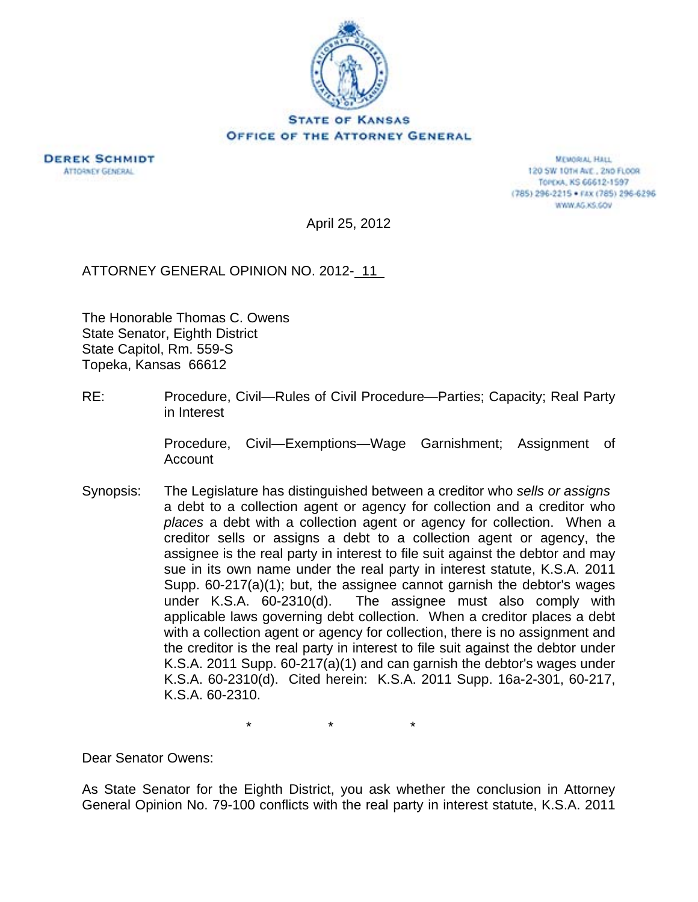**STATE OF KANSAS**
**OFFICE OF THE ATTORNEY GENERAL**

**DEREK SCHMIDT**
ATTORNEY GENERAL

MEMORIAL HALL
120 SW 10TH AVE., 2ND FLOOR
TOPEKA, KS 66612-1597
(785) 296-2215 • FAX (785) 296-6296
WWW.AG.KS.GOV

April 25, 2012

ATTORNEY GENERAL OPINION NO. 2012- 11

The Honorable Thomas C. Owens
State Senator, Eighth District
State Capitol, Rm. 559-S
Topeka, Kansas 66612

RE: Procedure, Civil—Rules of Civil Procedure—Parties; Capacity; Real Party in Interest

Procedure, Civil—Exemptions—Wage Garnishment; Assignment of Account

Synopsis: The Legislature has distinguished between a creditor who *sells or assigns* a debt to a collection agent or agency for collection and a creditor who *places* a debt with a collection agent or agency for collection. When a creditor sells or assigns a debt to a collection agent or agency, the assignee is the real party in interest to file suit against the debtor and may sue in its own name under the real party in interest statute, K.S.A. 2011 Supp. 60-217(a)(1); but, the assignee cannot garnish the debtor's wages under K.S.A. 60-2310(d). The assignee must also comply with applicable laws governing debt collection. When a creditor places a debt with a collection agent or agency for collection, there is no assignment and the creditor is the real party in interest to file suit against the debtor under K.S.A. 2011 Supp. 60-217(a)(1) and can garnish the debtor's wages under K.S.A. 60-2310(d). Cited herein: K.S.A. 2011 Supp. 16a-2-301, 60-217, K.S.A. 60-2310.

\* \* \*

Dear Senator Owens:

As State Senator for the Eighth District, you ask whether the conclusion in Attorney General Opinion No. 79-100 conflicts with the real party in interest statute, K.S.A. 2011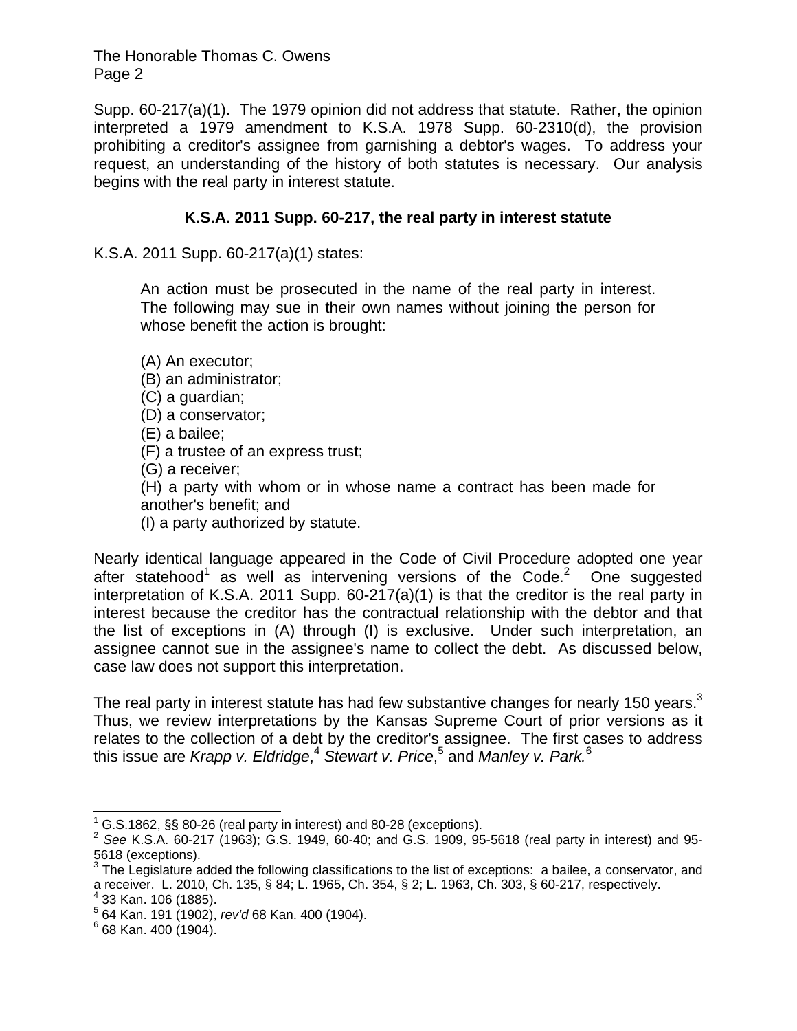Supp. 60-217(a)(1). The 1979 opinion did not address that statute. Rather, the opinion interpreted a 1979 amendment to K.S.A. 1978 Supp. 60-2310(d), the provision prohibiting a creditor's assignee from garnishing a debtor's wages. To address your request, an understanding of the history of both statutes is necessary. Our analysis begins with the real party in interest statute.

**K.S.A. 2011 Supp. 60-217, the real party in interest statute**

K.S.A. 2011 Supp. 60-217(a)(1) states:

> An action must be prosecuted in the name of the real party in interest. The following may sue in their own names without joining the person for whose benefit the action is brought:
>
> (A) An executor;
> (B) an administrator;
> (C) a guardian;
> (D) a conservator;
> (E) a bailee;
> (F) a trustee of an express trust;
> (G) a receiver;
> (H) a party with whom or in whose name a contract has been made for another's benefit; and
> (I) a party authorized by statute.

Nearly identical language appeared in the Code of Civil Procedure adopted one year after statehood[1] as well as intervening versions of the Code.[2] One suggested interpretation of K.S.A. 2011 Supp. 60-217(a)(1) is that the creditor is the real party in interest because the creditor has the contractual relationship with the debtor and that the list of exceptions in (A) through (I) is exclusive. Under such interpretation, an assignee cannot sue in the assignee's name to collect the debt. As discussed below, case law does not support this interpretation.

The real party in interest statute has had few substantive changes for nearly 150 years.[3] Thus, we review interpretations by the Kansas Supreme Court of prior versions as it relates to the collection of a debt by the creditor's assignee. The first cases to address this issue are *Krapp v. Eldridge*,[4] *Stewart v. Price*,[5] and *Manley v. Park.*[6]

---

[1] G.S.1862, §§ 80-26 (real party in interest) and 80-28 (exceptions).
[2] *See* K.S.A. 60-217 (1963); G.S. 1949, 60-40; and G.S. 1909, 95-5618 (real party in interest) and 95-5618 (exceptions).
[3] The Legislature added the following classifications to the list of exceptions: a bailee, a conservator, and a receiver. L. 2010, Ch. 135, § 84; L. 1965, Ch. 354, § 2; L. 1963, Ch. 303, § 60-217, respectively.
[4] 33 Kan. 106 (1885).
[5] 64 Kan. 191 (1902), *rev'd* 68 Kan. 400 (1904).
[6] 68 Kan. 400 (1904).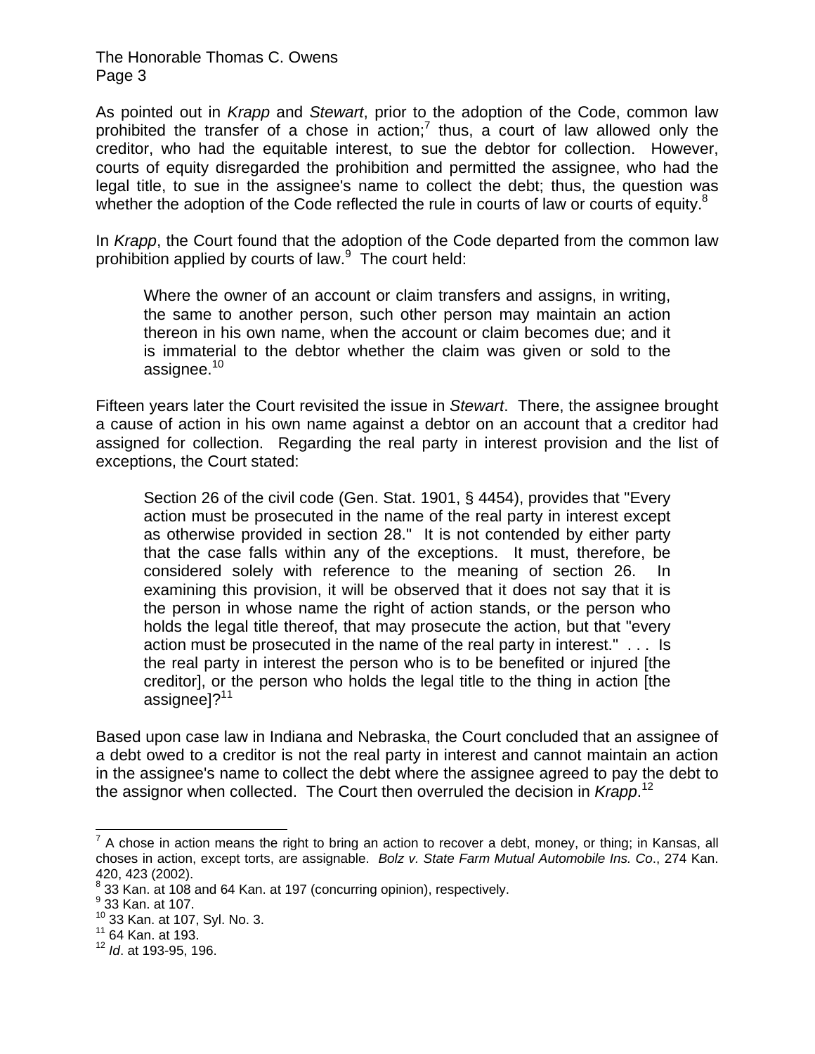As pointed out in *Krapp* and *Stewart*, prior to the adoption of the Code, common law prohibited the transfer of a chose in action;[7] thus, a court of law allowed only the creditor, who had the equitable interest, to sue the debtor for collection. However, courts of equity disregarded the prohibition and permitted the assignee, who had the legal title, to sue in the assignee's name to collect the debt; thus, the question was whether the adoption of the Code reflected the rule in courts of law or courts of equity.[8]

In *Krapp*, the Court found that the adoption of the Code departed from the common law prohibition applied by courts of law.[9] The court held:

> Where the owner of an account or claim transfers and assigns, in writing, the same to another person, such other person may maintain an action thereon in his own name, when the account or claim becomes due; and it is immaterial to the debtor whether the claim was given or sold to the assignee.[10]

Fifteen years later the Court revisited the issue in *Stewart*. There, the assignee brought a cause of action in his own name against a debtor on an account that a creditor had assigned for collection. Regarding the real party in interest provision and the list of exceptions, the Court stated:

> Section 26 of the civil code (Gen. Stat. 1901, § 4454), provides that "Every action must be prosecuted in the name of the real party in interest except as otherwise provided in section 28." It is not contended by either party that the case falls within any of the exceptions. It must, therefore, be considered solely with reference to the meaning of section 26. In examining this provision, it will be observed that it does not say that it is the person in whose name the right of action stands, or the person who holds the legal title thereof, that may prosecute the action, but that "every action must be prosecuted in the name of the real party in interest." . . . Is the real party in interest the person who is to be benefited or injured [the creditor], or the person who holds the legal title to the thing in action [the assignee]?[11]

Based upon case law in Indiana and Nebraska, the Court concluded that an assignee of a debt owed to a creditor is not the real party in interest and cannot maintain an action in the assignee's name to collect the debt where the assignee agreed to pay the debt to the assignor when collected. The Court then overruled the decision in *Krapp*.[12]

---

[7] A chose in action means the right to bring an action to recover a debt, money, or thing; in Kansas, all choses in action, except torts, are assignable. *Bolz v. State Farm Mutual Automobile Ins. Co*., 274 Kan. 420, 423 (2002).

[8] 33 Kan. at 108 and 64 Kan. at 197 (concurring opinion), respectively.

[9] 33 Kan. at 107.

[10] 33 Kan. at 107, Syl. No. 3.

[11] 64 Kan. at 193.

[12] *Id*. at 193-95, 196.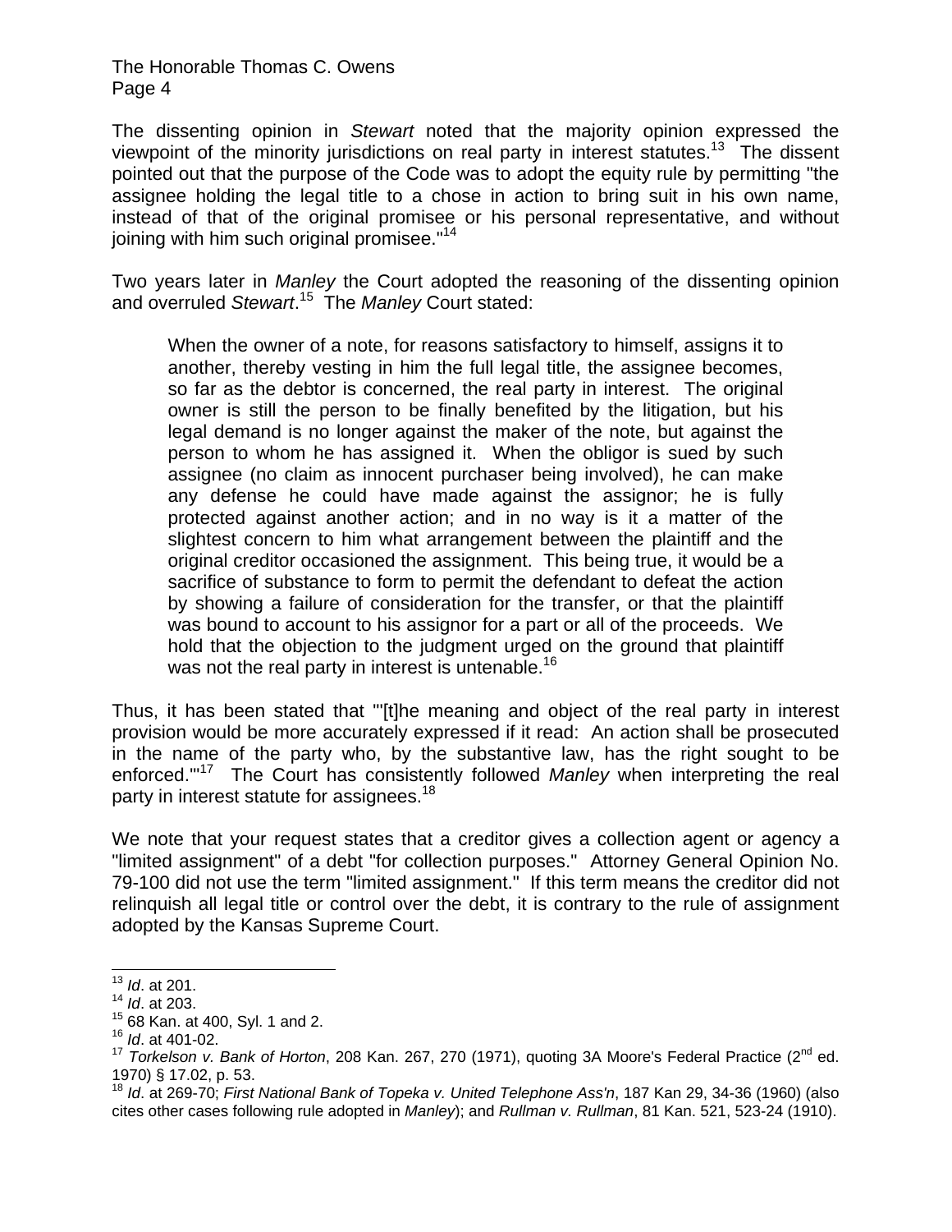The dissenting opinion in *Stewart* noted that the majority opinion expressed the viewpoint of the minority jurisdictions on real party in interest statutes.[13] The dissent pointed out that the purpose of the Code was to adopt the equity rule by permitting "the assignee holding the legal title to a chose in action to bring suit in his own name, instead of that of the original promisee or his personal representative, and without joining with him such original promisee."[14]

Two years later in *Manley* the Court adopted the reasoning of the dissenting opinion and overruled *Stewart*.[15] The *Manley* Court stated:

> When the owner of a note, for reasons satisfactory to himself, assigns it to another, thereby vesting in him the full legal title, the assignee becomes, so far as the debtor is concerned, the real party in interest. The original owner is still the person to be finally benefited by the litigation, but his legal demand is no longer against the maker of the note, but against the person to whom he has assigned it. When the obligor is sued by such assignee (no claim as innocent purchaser being involved), he can make any defense he could have made against the assignor; he is fully protected against another action; and in no way is it a matter of the slightest concern to him what arrangement between the plaintiff and the original creditor occasioned the assignment. This being true, it would be a sacrifice of substance to form to permit the defendant to defeat the action by showing a failure of consideration for the transfer, or that the plaintiff was bound to account to his assignor for a part or all of the proceeds. We hold that the objection to the judgment urged on the ground that plaintiff was not the real party in interest is untenable.[16]

Thus, it has been stated that "'[t]he meaning and object of the real party in interest provision would be more accurately expressed if it read: An action shall be prosecuted in the name of the party who, by the substantive law, has the right sought to be enforced.'"[17] The Court has consistently followed *Manley* when interpreting the real party in interest statute for assignees.[18]

We note that your request states that a creditor gives a collection agent or agency a "limited assignment" of a debt "for collection purposes." Attorney General Opinion No. 79-100 did not use the term "limited assignment." If this term means the creditor did not relinquish all legal title or control over the debt, it is contrary to the rule of assignment adopted by the Kansas Supreme Court.

---

[13] *Id*. at 201.

[14] *Id*. at 203.

[15] 68 Kan. at 400, Syl. 1 and 2.

[16] *Id*. at 401-02.

[17] *Torkelson v. Bank of Horton*, 208 Kan. 267, 270 (1971), quoting 3A Moore's Federal Practice (2nd ed. 1970) § 17.02, p. 53.

[18] *Id*. at 269-70; *First National Bank of Topeka v. United Telephone Ass'n*, 187 Kan 29, 34-36 (1960) (also cites other cases following rule adopted in *Manley*); and *Rullman v. Rullman*, 81 Kan. 521, 523-24 (1910).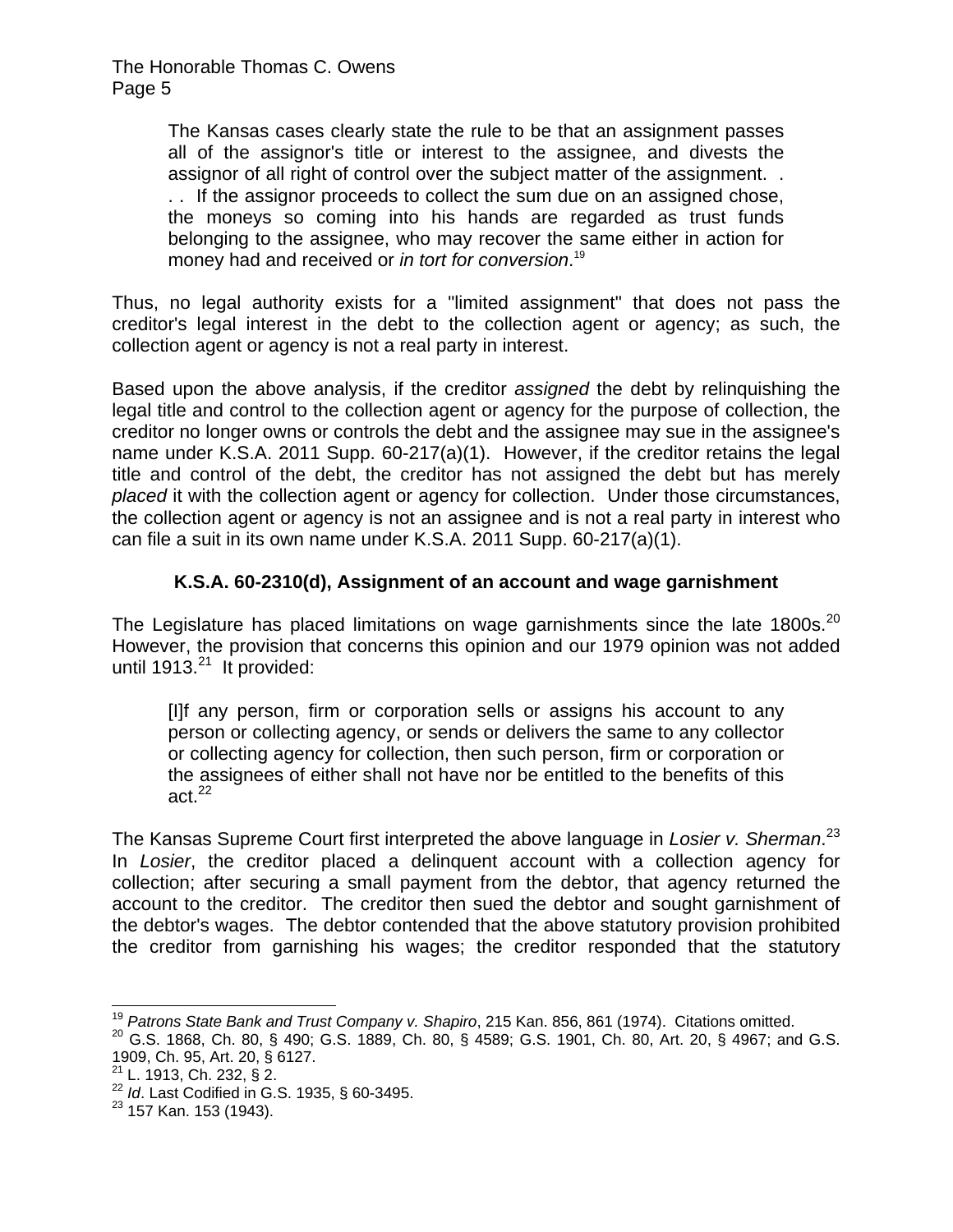> The Kansas cases clearly state the rule to be that an assignment passes all of the assignor's title or interest to the assignee, and divests the assignor of all right of control over the subject matter of the assignment. . . . If the assignor proceeds to collect the sum due on an assigned chose, the moneys so coming into his hands are regarded as trust funds belonging to the assignee, who may recover the same either in action for money had and received or *in tort for conversion*.[19]

Thus, no legal authority exists for a "limited assignment" that does not pass the creditor's legal interest in the debt to the collection agent or agency; as such, the collection agent or agency is not a real party in interest.

Based upon the above analysis, if the creditor *assigned* the debt by relinquishing the legal title and control to the collection agent or agency for the purpose of collection, the creditor no longer owns or controls the debt and the assignee may sue in the assignee's name under K.S.A. 2011 Supp. 60-217(a)(1). However, if the creditor retains the legal title and control of the debt, the creditor has not assigned the debt but has merely *placed* it with the collection agent or agency for collection. Under those circumstances, the collection agent or agency is not an assignee and is not a real party in interest who can file a suit in its own name under K.S.A. 2011 Supp. 60-217(a)(1).

### K.S.A. 60-2310(d), Assignment of an account and wage garnishment

The Legislature has placed limitations on wage garnishments since the late 1800s.[20] However, the provision that concerns this opinion and our 1979 opinion was not added until 1913.[21] It provided:

> [I]f any person, firm or corporation sells or assigns his account to any person or collecting agency, or sends or delivers the same to any collector or collecting agency for collection, then such person, firm or corporation or the assignees of either shall not have nor be entitled to the benefits of this act.[22]

The Kansas Supreme Court first interpreted the above language in *Losier v. Sherman*.[23] In *Losier*, the creditor placed a delinquent account with a collection agency for collection; after securing a small payment from the debtor, that agency returned the account to the creditor. The creditor then sued the debtor and sought garnishment of the debtor's wages. The debtor contended that the above statutory provision prohibited the creditor from garnishing his wages; the creditor responded that the statutory

---

[19] *Patrons State Bank and Trust Company v. Shapiro*, 215 Kan. 856, 861 (1974). Citations omitted.

[20] G.S. 1868, Ch. 80, § 490; G.S. 1889, Ch. 80, § 4589; G.S. 1901, Ch. 80, Art. 20, § 4967; and G.S. 1909, Ch. 95, Art. 20, § 6127.

[21] L. 1913, Ch. 232, § 2.

[22] *Id*. Last Codified in G.S. 1935, § 60-3495.

[23] 157 Kan. 153 (1943).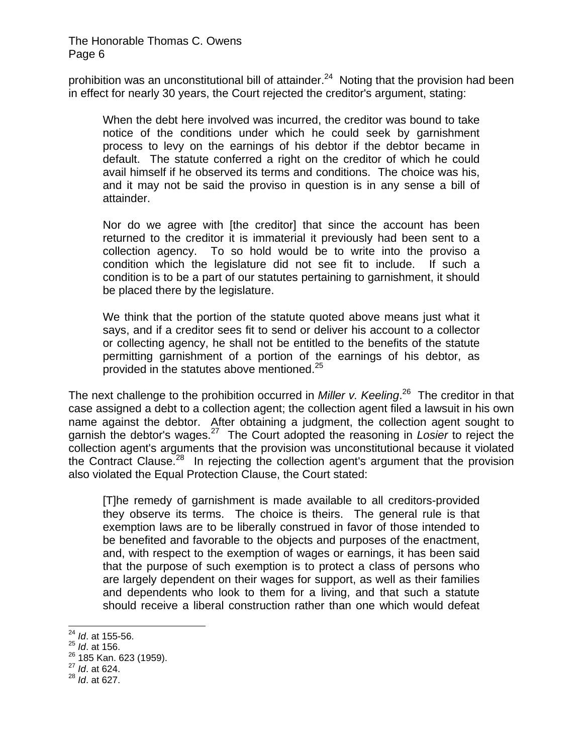prohibition was an unconstitutional bill of attainder.[24] Noting that the provision had been in effect for nearly 30 years, the Court rejected the creditor's argument, stating:

> When the debt here involved was incurred, the creditor was bound to take notice of the conditions under which he could seek by garnishment process to levy on the earnings of his debtor if the debtor became in default. The statute conferred a right on the creditor of which he could avail himself if he observed its terms and conditions. The choice was his, and it may not be said the proviso in question is in any sense a bill of attainder.
>
> Nor do we agree with [the creditor] that since the account has been returned to the creditor it is immaterial it previously had been sent to a collection agency. To so hold would be to write into the proviso a condition which the legislature did not see fit to include. If such a condition is to be a part of our statutes pertaining to garnishment, it should be placed there by the legislature.
>
> We think that the portion of the statute quoted above means just what it says, and if a creditor sees fit to send or deliver his account to a collector or collecting agency, he shall not be entitled to the benefits of the statute permitting garnishment of a portion of the earnings of his debtor, as provided in the statutes above mentioned.[25]

The next challenge to the prohibition occurred in *Miller v. Keeling*.[26] The creditor in that case assigned a debt to a collection agent; the collection agent filed a lawsuit in his own name against the debtor. After obtaining a judgment, the collection agent sought to garnish the debtor's wages.[27] The Court adopted the reasoning in *Losier* to reject the collection agent's arguments that the provision was unconstitutional because it violated the Contract Clause.[28] In rejecting the collection agent's argument that the provision also violated the Equal Protection Clause, the Court stated:

> [T]he remedy of garnishment is made available to all creditors-provided they observe its terms. The choice is theirs. The general rule is that exemption laws are to be liberally construed in favor of those intended to be benefited and favorable to the objects and purposes of the enactment, and, with respect to the exemption of wages or earnings, it has been said that the purpose of such exemption is to protect a class of persons who are largely dependent on their wages for support, as well as their families and dependents who look to them for a living, and that such a statute should receive a liberal construction rather than one which would defeat

---

[24] *Id*. at 155-56.
[25] *Id*. at 156.
[26] 185 Kan. 623 (1959).
[27] *Id*. at 624.
[28] *Id*. at 627.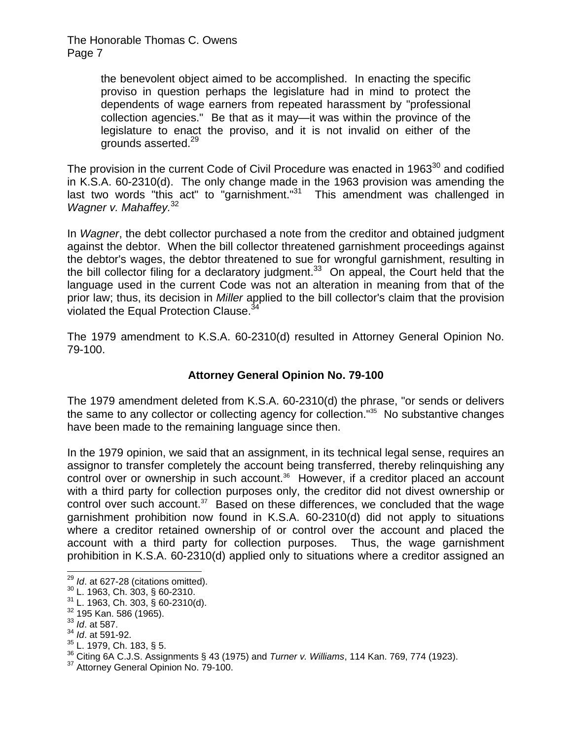> the benevolent object aimed to be accomplished. In enacting the specific proviso in question perhaps the legislature had in mind to protect the dependents of wage earners from repeated harassment by "professional collection agencies." Be that as it may—it was within the province of the legislature to enact the proviso, and it is not invalid on either of the grounds asserted.[29]

The provision in the current Code of Civil Procedure was enacted in 1963[30] and codified in K.S.A. 60-2310(d). The only change made in the 1963 provision was amending the last two words "this act" to "garnishment."[31] This amendment was challenged in *Wagner v. Mahaffey.*[32]

In *Wagner*, the debt collector purchased a note from the creditor and obtained judgment against the debtor. When the bill collector threatened garnishment proceedings against the debtor's wages, the debtor threatened to sue for wrongful garnishment, resulting in the bill collector filing for a declaratory judgment.[33] On appeal, the Court held that the language used in the current Code was not an alteration in meaning from that of the prior law; thus, its decision in *Miller* applied to the bill collector's claim that the provision violated the Equal Protection Clause.[34]

The 1979 amendment to K.S.A. 60-2310(d) resulted in Attorney General Opinion No. 79-100.

## Attorney General Opinion No. 79-100

The 1979 amendment deleted from K.S.A. 60-2310(d) the phrase, "or sends or delivers the same to any collector or collecting agency for collection."[35] No substantive changes have been made to the remaining language since then.

In the 1979 opinion, we said that an assignment, in its technical legal sense, requires an assignor to transfer completely the account being transferred, thereby relinquishing any control over or ownership in such account.[36] However, if a creditor placed an account with a third party for collection purposes only, the creditor did not divest ownership or control over such account.[37] Based on these differences, we concluded that the wage garnishment prohibition now found in K.S.A. 60-2310(d) did not apply to situations where a creditor retained ownership of or control over the account and placed the account with a third party for collection purposes. Thus, the wage garnishment prohibition in K.S.A. 60-2310(d) applied only to situations where a creditor assigned an

---

[29] *Id*. at 627-28 (citations omitted).
[30] L. 1963, Ch. 303, § 60-2310.
[31] L. 1963, Ch. 303, § 60-2310(d).
[32] 195 Kan. 586 (1965).
[33] *Id*. at 587.
[34] *Id*. at 591-92.
[35] L. 1979, Ch. 183, § 5.
[36] Citing 6A C.J.S. Assignments § 43 (1975) and *Turner v. Williams*, 114 Kan. 769, 774 (1923).
[37] Attorney General Opinion No. 79-100.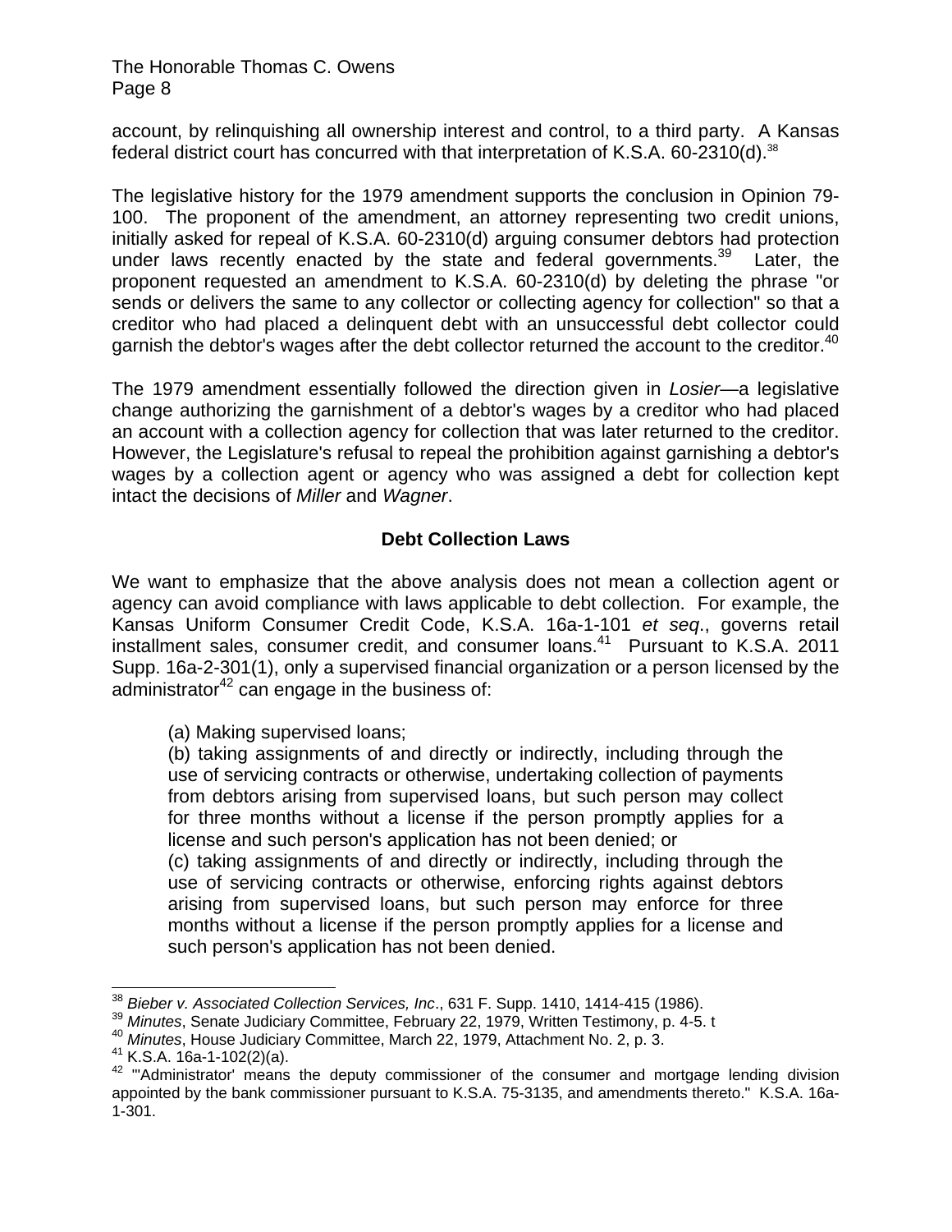account, by relinquishing all ownership interest and control, to a third party. A Kansas federal district court has concurred with that interpretation of K.S.A. 60-2310(d).[38]

The legislative history for the 1979 amendment supports the conclusion in Opinion 79-100. The proponent of the amendment, an attorney representing two credit unions, initially asked for repeal of K.S.A. 60-2310(d) arguing consumer debtors had protection under laws recently enacted by the state and federal governments.[39] Later, the proponent requested an amendment to K.S.A. 60-2310(d) by deleting the phrase "or sends or delivers the same to any collector or collecting agency for collection" so that a creditor who had placed a delinquent debt with an unsuccessful debt collector could garnish the debtor's wages after the debt collector returned the account to the creditor.[40]

The 1979 amendment essentially followed the direction given in *Losier*—a legislative change authorizing the garnishment of a debtor's wages by a creditor who had placed an account with a collection agency for collection that was later returned to the creditor. However, the Legislature's refusal to repeal the prohibition against garnishing a debtor's wages by a collection agent or agency who was assigned a debt for collection kept intact the decisions of *Miller* and *Wagner*.

## Debt Collection Laws

We want to emphasize that the above analysis does not mean a collection agent or agency can avoid compliance with laws applicable to debt collection. For example, the Kansas Uniform Consumer Credit Code, K.S.A. 16a-1-101 *et seq*., governs retail installment sales, consumer credit, and consumer loans.[41] Pursuant to K.S.A. 2011 Supp. 16a-2-301(1), only a supervised financial organization or a person licensed by the administrator[42] can engage in the business of:

> (a) Making supervised loans;
> (b) taking assignments of and directly or indirectly, including through the use of servicing contracts or otherwise, undertaking collection of payments from debtors arising from supervised loans, but such person may collect for three months without a license if the person promptly applies for a license and such person's application has not been denied; or
> (c) taking assignments of and directly or indirectly, including through the use of servicing contracts or otherwise, enforcing rights against debtors arising from supervised loans, but such person may enforce for three months without a license if the person promptly applies for a license and such person's application has not been denied.

---

[38] *Bieber v. Associated Collection Services, Inc*., 631 F. Supp. 1410, 1414-415 (1986).
[39] *Minutes*, Senate Judiciary Committee, February 22, 1979, Written Testimony, p. 4-5. t
[40] *Minutes*, House Judiciary Committee, March 22, 1979, Attachment No. 2, p. 3.
[41] K.S.A. 16a-1-102(2)(a).
[42] "'Administrator' means the deputy commissioner of the consumer and mortgage lending division appointed by the bank commissioner pursuant to K.S.A. 75-3135, and amendments thereto." K.S.A. 16a-1-301.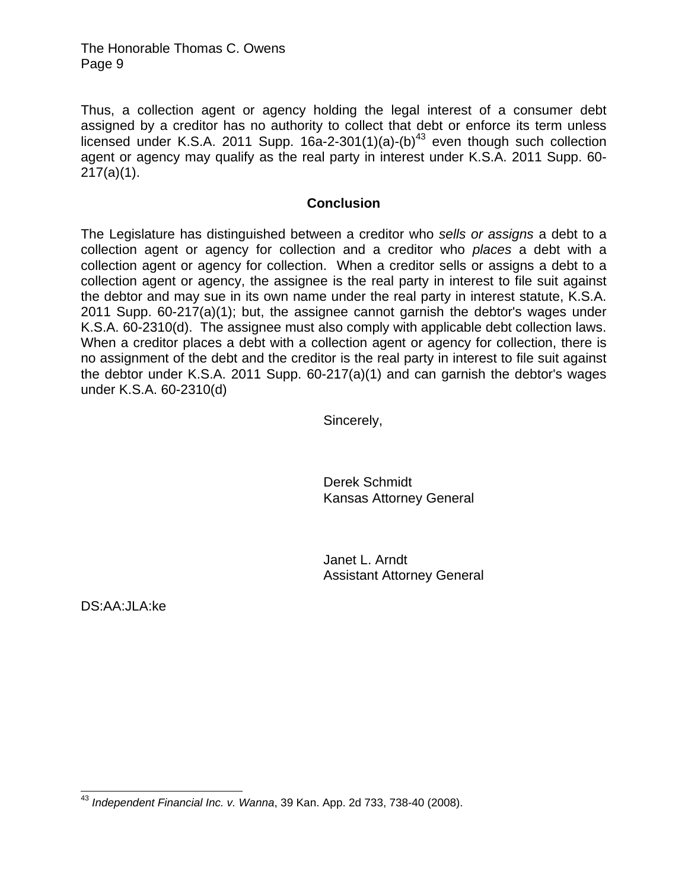Thus, a collection agent or agency holding the legal interest of a consumer debt assigned by a creditor has no authority to collect that debt or enforce its term unless licensed under K.S.A. 2011 Supp. 16a-2-301(1)(a)-(b)[43] even though such collection agent or agency may qualify as the real party in interest under K.S.A. 2011 Supp. 60-217(a)(1).

## Conclusion

The Legislature has distinguished between a creditor who *sells or assigns* a debt to a collection agent or agency for collection and a creditor who *places* a debt with a collection agent or agency for collection. When a creditor sells or assigns a debt to a collection agent or agency, the assignee is the real party in interest to file suit against the debtor and may sue in its own name under the real party in interest statute, K.S.A. 2011 Supp. 60-217(a)(1); but, the assignee cannot garnish the debtor's wages under K.S.A. 60-2310(d). The assignee must also comply with applicable debt collection laws. When a creditor places a debt with a collection agent or agency for collection, there is no assignment of the debt and the creditor is the real party in interest to file suit against the debtor under K.S.A. 2011 Supp. 60-217(a)(1) and can garnish the debtor's wages under K.S.A. 60-2310(d)

Sincerely,

Derek Schmidt
Kansas Attorney General

Janet L. Arndt
Assistant Attorney General

DS:AA:JLA:ke

---

[43] *Independent Financial Inc. v. Wanna*, 39 Kan. App. 2d 733, 738-40 (2008).